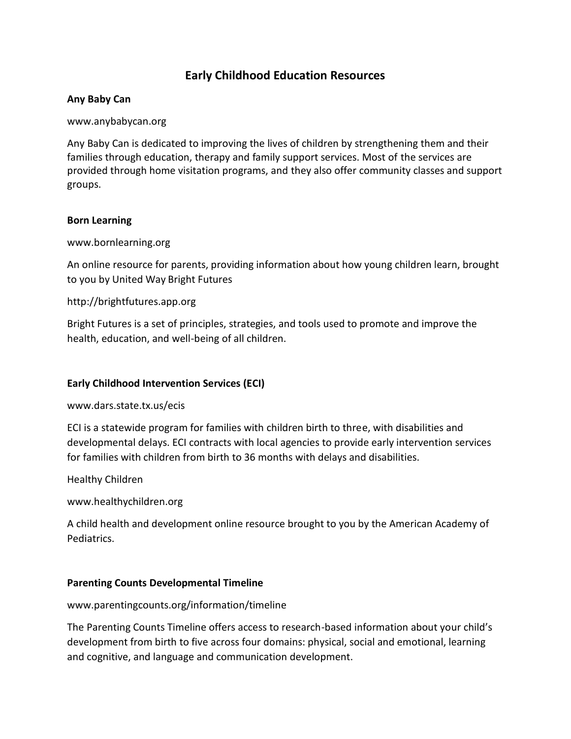# Early Childhood Education Resources

**Any Baby Can**

www.anybabycan.org

Any Baby Can is dedicated to improving the lives of children by strengthening them and their families through education, therapy and family support services. Most of the services are provided through home visitation programs, and they also offer community classes and support groups.

**Born Learning**

www.bornlearning.org

An online resource for parents, providing information about how young children learn, brought to you by United Way Bright Futures

http://brightfutures.app.org

Bright Futures is a set of principles, strategies, and tools used to promote and improve the health, education, and well-being of all children.

**Early Childhood Intervention Services (ECI)**

www.dars.state.tx.us/ecis

ECI is a statewide program for families with children birth to three, with disabilities and developmental delays. ECI contracts with local agencies to provide early intervention services for families with children from birth to 36 months with delays and disabilities.

Healthy Children

www.healthychildren.org

A child health and development online resource brought to you by the American Academy of Pediatrics.

**Parenting Counts Developmental Timeline**

www.parentingcounts.org/information/timeline

The Parenting Counts Timeline offers access to research-based information about your child's development from birth to five across four domains: physical, social and emotional, learning and cognitive, and language and communication development.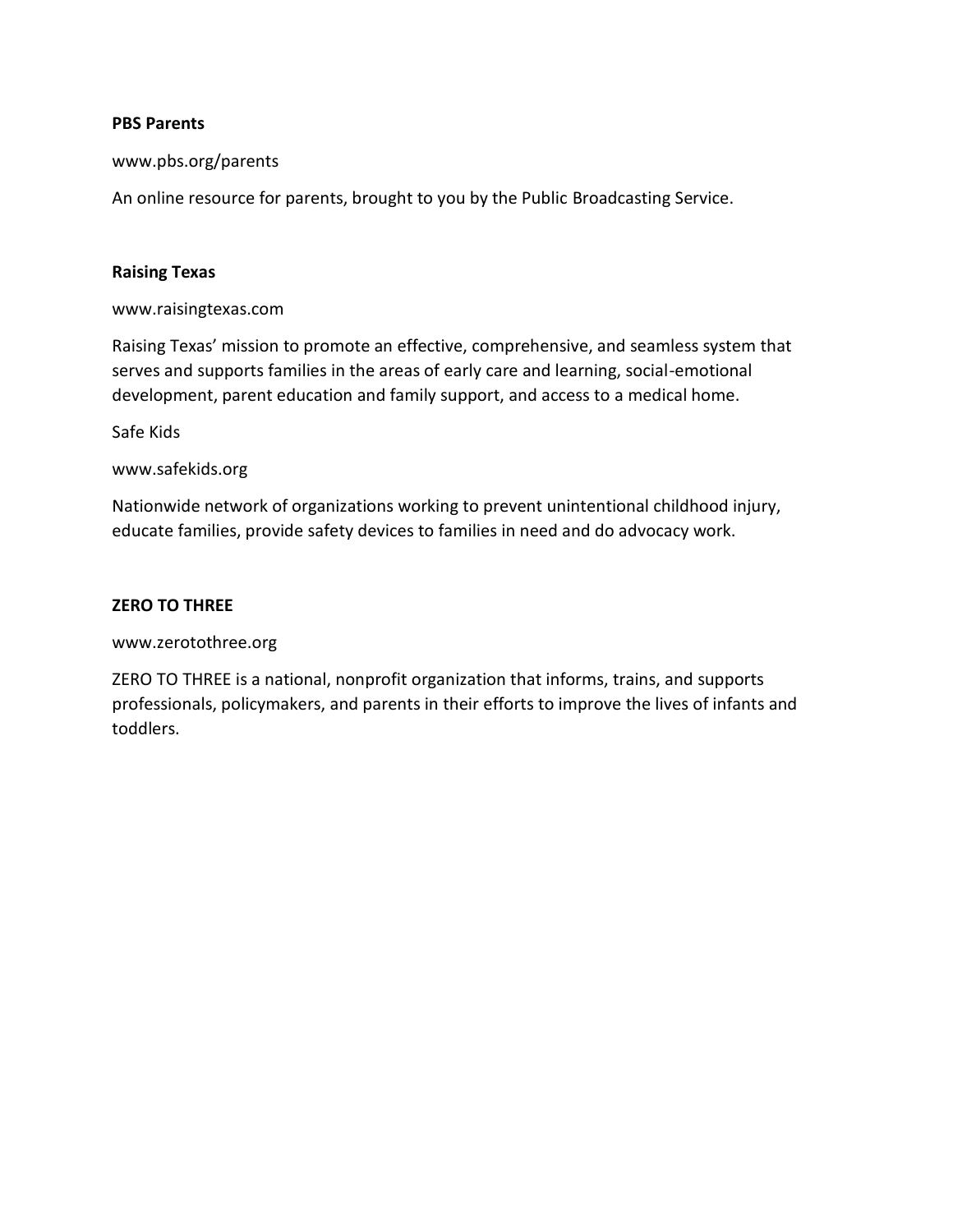**PBS Parents**

www.pbs.org/parents

An online resource for parents, brought to you by the Public Broadcasting Service.

**Raising Texas**

www.raisingtexas.com

Raising Texas' mission to promote an effective, comprehensive, and seamless system that serves and supports families in the areas of early care and learning, social-emotional development, parent education and family support, and access to a medical home.

Safe Kids

www.safekids.org

Nationwide network of organizations working to prevent unintentional childhood injury, educate families, provide safety devices to families in need and do advocacy work.

**ZERO TO THREE**

www.zerotothree.org

ZERO TO THREE is a national, nonprofit organization that informs, trains, and supports professionals, policymakers, and parents in their efforts to improve the lives of infants and toddlers.